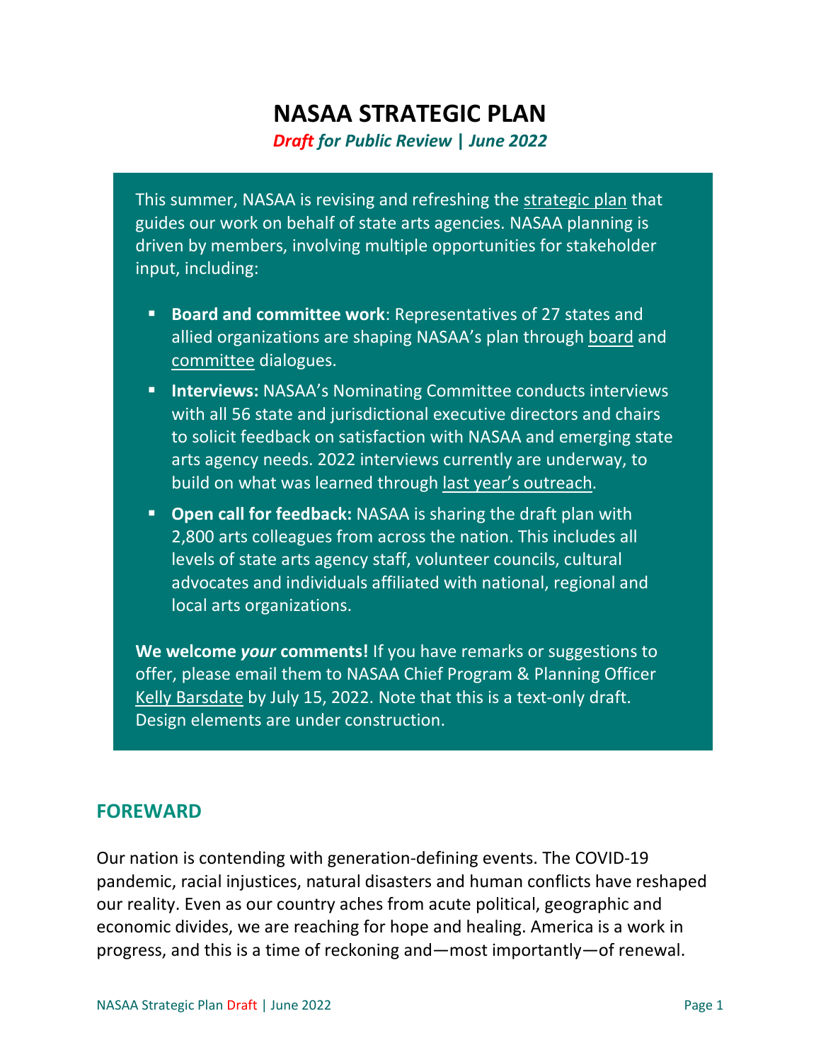# NASAA STRATEGIC PLAN

***Draft for Public Review | June 2022***

This summer, NASAA is revising and refreshing the strategic plan that guides our work on behalf of state arts agencies. NASAA planning is driven by members, involving multiple opportunities for stakeholder input, including:

- **Board and committee work**: Representatives of 27 states and allied organizations are shaping NASAA's plan through board and committee dialogues.
- **Interviews:** NASAA's Nominating Committee conducts interviews with all 56 state and jurisdictional executive directors and chairs to solicit feedback on satisfaction with NASAA and emerging state arts agency needs. 2022 interviews currently are underway, to build on what was learned through last year's outreach.
- **Open call for feedback:** NASAA is sharing the draft plan with 2,800 arts colleagues from across the nation. This includes all levels of state arts agency staff, volunteer councils, cultural advocates and individuals affiliated with national, regional and local arts organizations.

**We welcome *your* comments!** If you have remarks or suggestions to offer, please email them to NASAA Chief Program & Planning Officer Kelly Barsdate by July 15, 2022. Note that this is a text-only draft. Design elements are under construction.

## FOREWARD

Our nation is contending with generation-defining events. The COVID-19 pandemic, racial injustices, natural disasters and human conflicts have reshaped our reality. Even as our country aches from acute political, geographic and economic divides, we are reaching for hope and healing. America is a work in progress, and this is a time of reckoning and—most importantly—of renewal.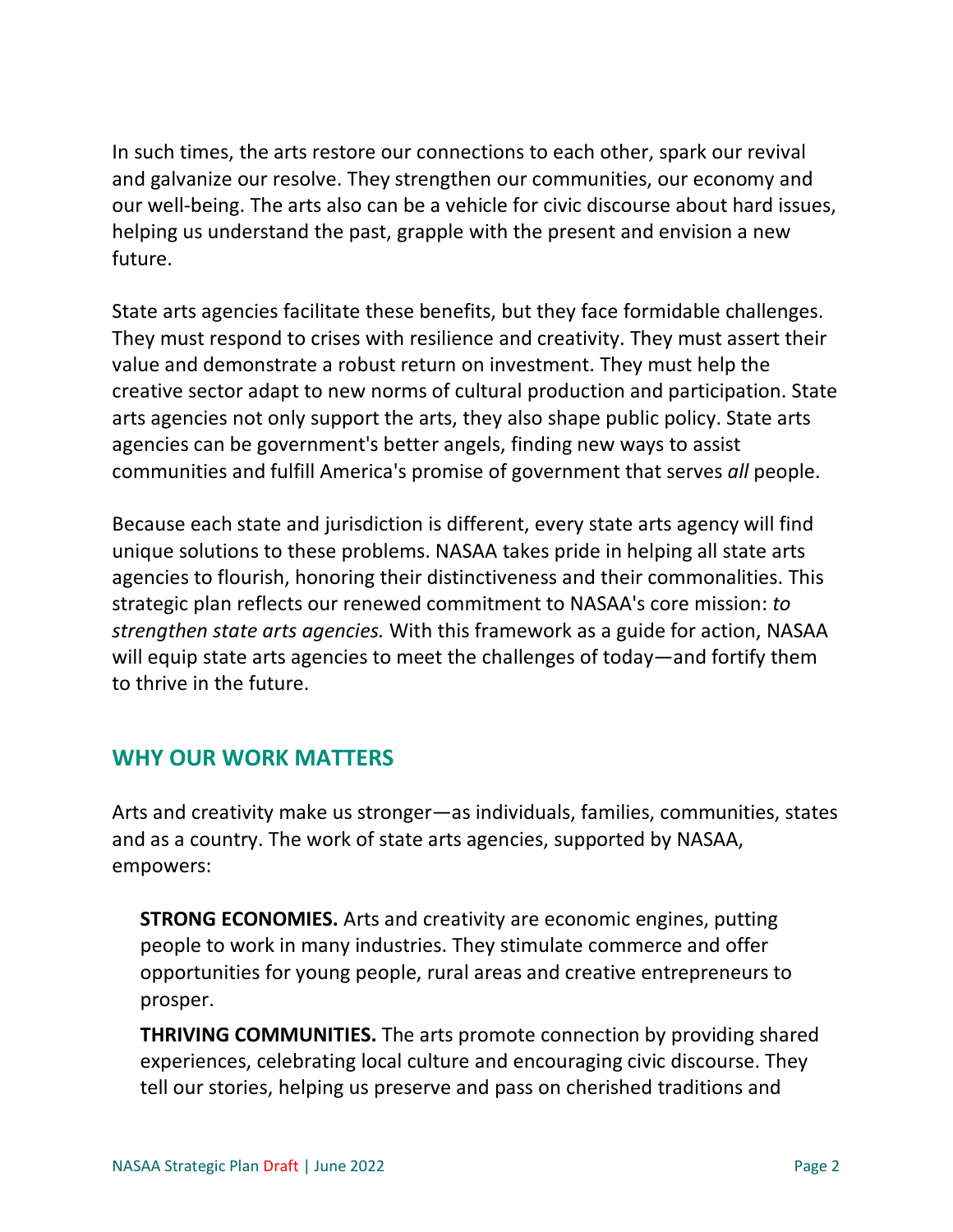In such times, the arts restore our connections to each other, spark our revival and galvanize our resolve. They strengthen our communities, our economy and our well-being. The arts also can be a vehicle for civic discourse about hard issues, helping us understand the past, grapple with the present and envision a new future.

State arts agencies facilitate these benefits, but they face formidable challenges. They must respond to crises with resilience and creativity. They must assert their value and demonstrate a robust return on investment. They must help the creative sector adapt to new norms of cultural production and participation. State arts agencies not only support the arts, they also shape public policy. State arts agencies can be government's better angels, finding new ways to assist communities and fulfill America's promise of government that serves *all* people.

Because each state and jurisdiction is different, every state arts agency will find unique solutions to these problems. NASAA takes pride in helping all state arts agencies to flourish, honoring their distinctiveness and their commonalities. This strategic plan reflects our renewed commitment to NASAA's core mission: *to strengthen state arts agencies.* With this framework as a guide for action, NASAA will equip state arts agencies to meet the challenges of today—and fortify them to thrive in the future.

## WHY OUR WORK MATTERS

Arts and creativity make us stronger—as individuals, families, communities, states and as a country. The work of state arts agencies, supported by NASAA, empowers:

**STRONG ECONOMIES.** Arts and creativity are economic engines, putting people to work in many industries. They stimulate commerce and offer opportunities for young people, rural areas and creative entrepreneurs to prosper.

**THRIVING COMMUNITIES.** The arts promote connection by providing shared experiences, celebrating local culture and encouraging civic discourse. They tell our stories, helping us preserve and pass on cherished traditions and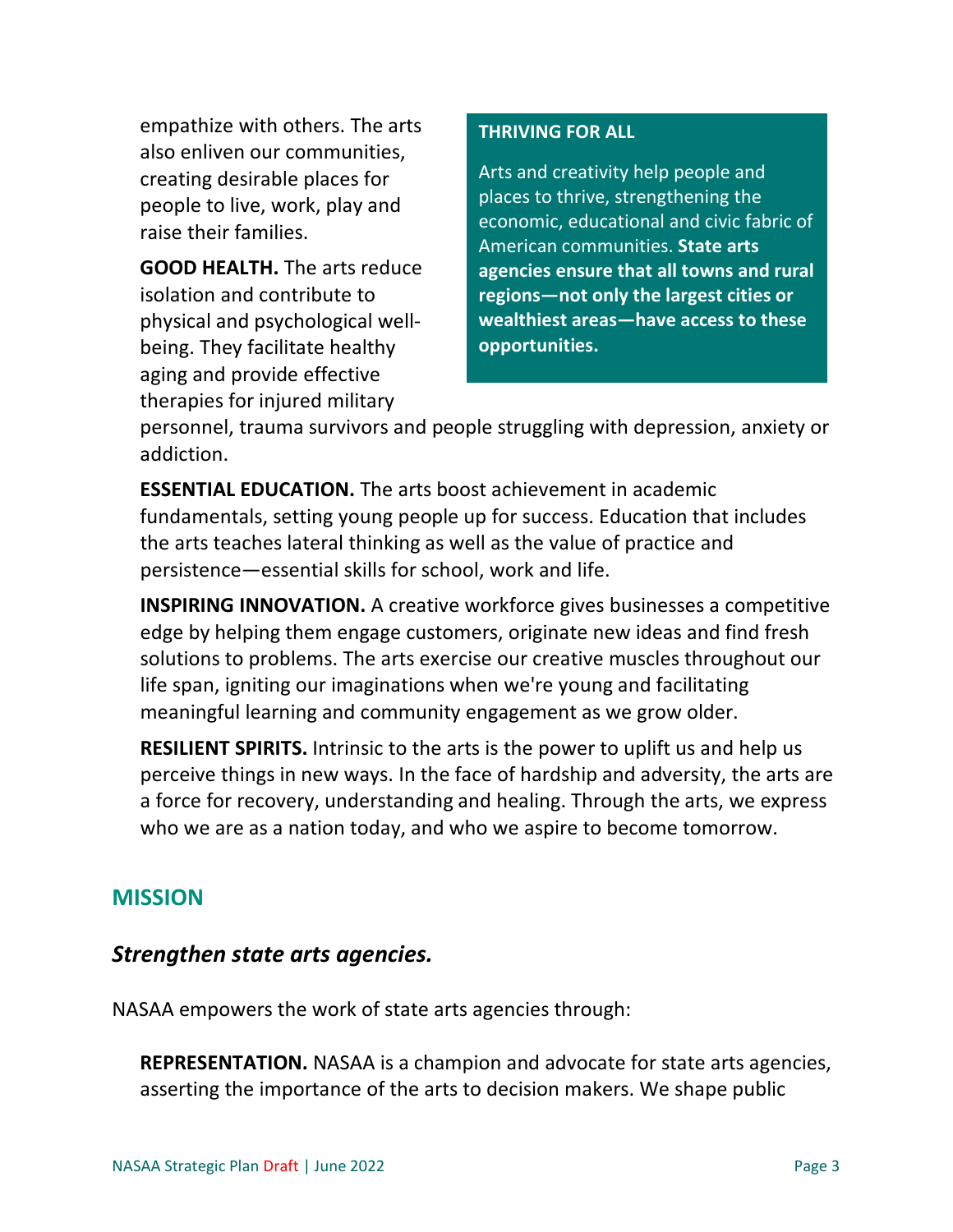empathize with others. The arts also enliven our communities, creating desirable places for people to live, work, play and raise their families.

> **THRIVING FOR ALL**
>
> Arts and creativity help people and places to thrive, strengthening the economic, educational and civic fabric of American communities. **State arts agencies ensure that all towns and rural regions—not only the largest cities or wealthiest areas—have access to these opportunities.**

**GOOD HEALTH.** The arts reduce isolation and contribute to physical and psychological well-being. They facilitate healthy aging and provide effective therapies for injured military personnel, trauma survivors and people struggling with depression, anxiety or addiction.

**ESSENTIAL EDUCATION.** The arts boost achievement in academic fundamentals, setting young people up for success. Education that includes the arts teaches lateral thinking as well as the value of practice and persistence—essential skills for school, work and life.

**INSPIRING INNOVATION.** A creative workforce gives businesses a competitive edge by helping them engage customers, originate new ideas and find fresh solutions to problems. The arts exercise our creative muscles throughout our life span, igniting our imaginations when we're young and facilitating meaningful learning and community engagement as we grow older.

**RESILIENT SPIRITS.** Intrinsic to the arts is the power to uplift us and help us perceive things in new ways. In the face of hardship and adversity, the arts are a force for recovery, understanding and healing. Through the arts, we express who we are as a nation today, and who we aspire to become tomorrow.

## MISSION

### *Strengthen state arts agencies.*

NASAA empowers the work of state arts agencies through:

**REPRESENTATION.** NASAA is a champion and advocate for state arts agencies, asserting the importance of the arts to decision makers. We shape public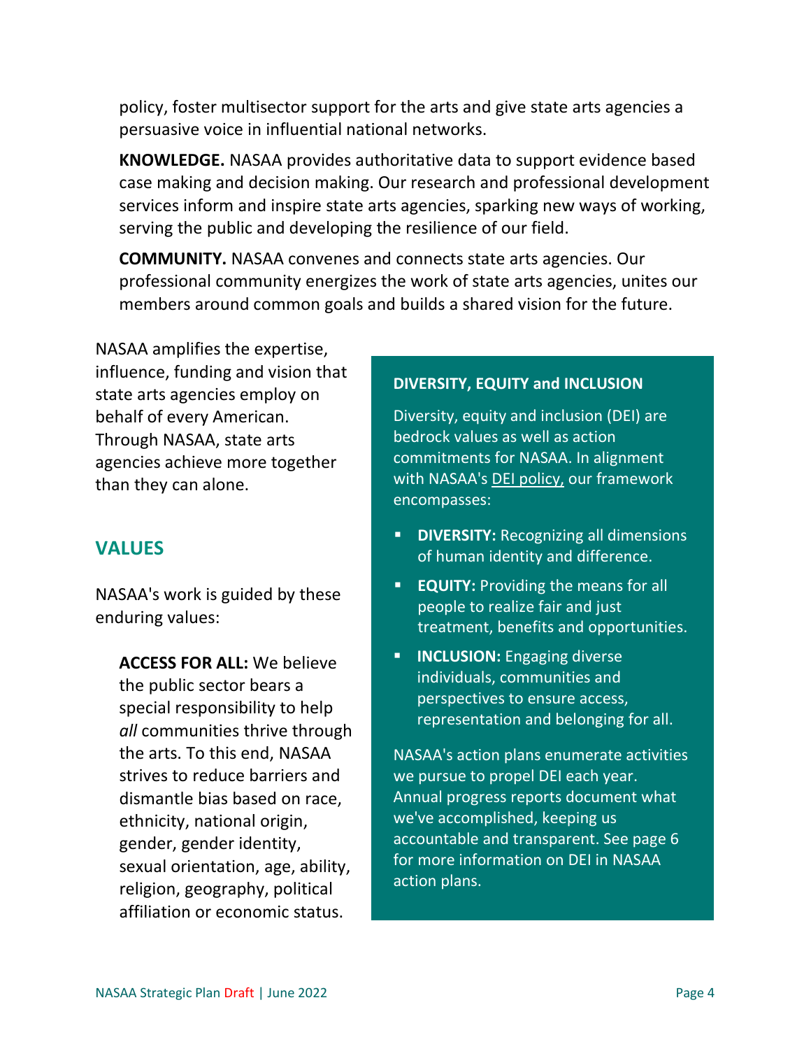policy, foster multisector support for the arts and give state arts agencies a persuasive voice in influential national networks.

**KNOWLEDGE.** NASAA provides authoritative data to support evidence based case making and decision making. Our research and professional development services inform and inspire state arts agencies, sparking new ways of working, serving the public and developing the resilience of our field.

**COMMUNITY.** NASAA convenes and connects state arts agencies. Our professional community energizes the work of state arts agencies, unites our members around common goals and builds a shared vision for the future.

NASAA amplifies the expertise, influence, funding and vision that state arts agencies employ on behalf of every American. Through NASAA, state arts agencies achieve more together than they can alone.

## VALUES

NASAA's work is guided by these enduring values:

**ACCESS FOR ALL:** We believe the public sector bears a special responsibility to help *all* communities thrive through the arts. To this end, NASAA strives to reduce barriers and dismantle bias based on race, ethnicity, national origin, gender, gender identity, sexual orientation, age, ability, religion, geography, political affiliation or economic status.

**DIVERSITY, EQUITY and INCLUSION**

Diversity, equity and inclusion (DEI) are bedrock values as well as action commitments for NASAA. In alignment with NASAA's DEI policy, our framework encompasses:

- **DIVERSITY:** Recognizing all dimensions of human identity and difference.
- **EQUITY:** Providing the means for all people to realize fair and just treatment, benefits and opportunities.
- **INCLUSION:** Engaging diverse individuals, communities and perspectives to ensure access, representation and belonging for all.

NASAA's action plans enumerate activities we pursue to propel DEI each year. Annual progress reports document what we've accomplished, keeping us accountable and transparent. See page 6 for more information on DEI in NASAA action plans.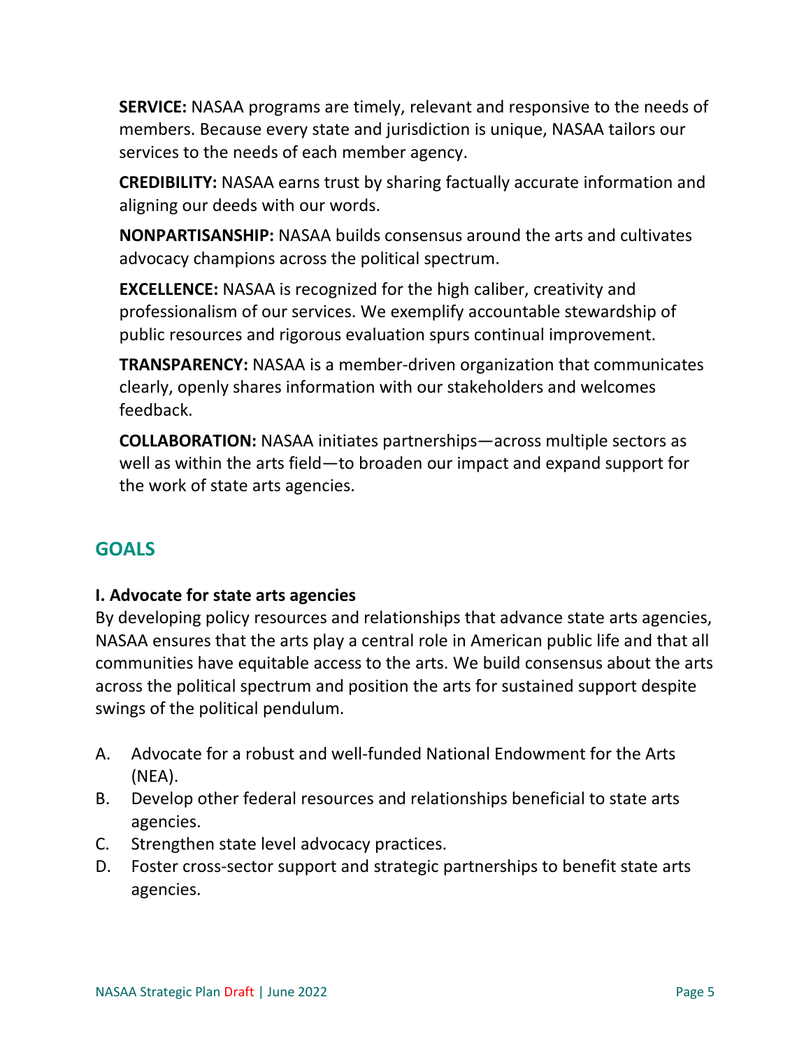**SERVICE:** NASAA programs are timely, relevant and responsive to the needs of members. Because every state and jurisdiction is unique, NASAA tailors our services to the needs of each member agency.

**CREDIBILITY:** NASAA earns trust by sharing factually accurate information and aligning our deeds with our words.

**NONPARTISANSHIP:** NASAA builds consensus around the arts and cultivates advocacy champions across the political spectrum.

**EXCELLENCE:** NASAA is recognized for the high caliber, creativity and professionalism of our services. We exemplify accountable stewardship of public resources and rigorous evaluation spurs continual improvement.

**TRANSPARENCY:** NASAA is a member-driven organization that communicates clearly, openly shares information with our stakeholders and welcomes feedback.

**COLLABORATION:** NASAA initiates partnerships—across multiple sectors as well as within the arts field—to broaden our impact and expand support for the work of state arts agencies.

## GOALS

### I. Advocate for state arts agencies

By developing policy resources and relationships that advance state arts agencies, NASAA ensures that the arts play a central role in American public life and that all communities have equitable access to the arts. We build consensus about the arts across the political spectrum and position the arts for sustained support despite swings of the political pendulum.

A. Advocate for a robust and well-funded National Endowment for the Arts (NEA).
B. Develop other federal resources and relationships beneficial to state arts agencies.
C. Strengthen state level advocacy practices.
D. Foster cross-sector support and strategic partnerships to benefit state arts agencies.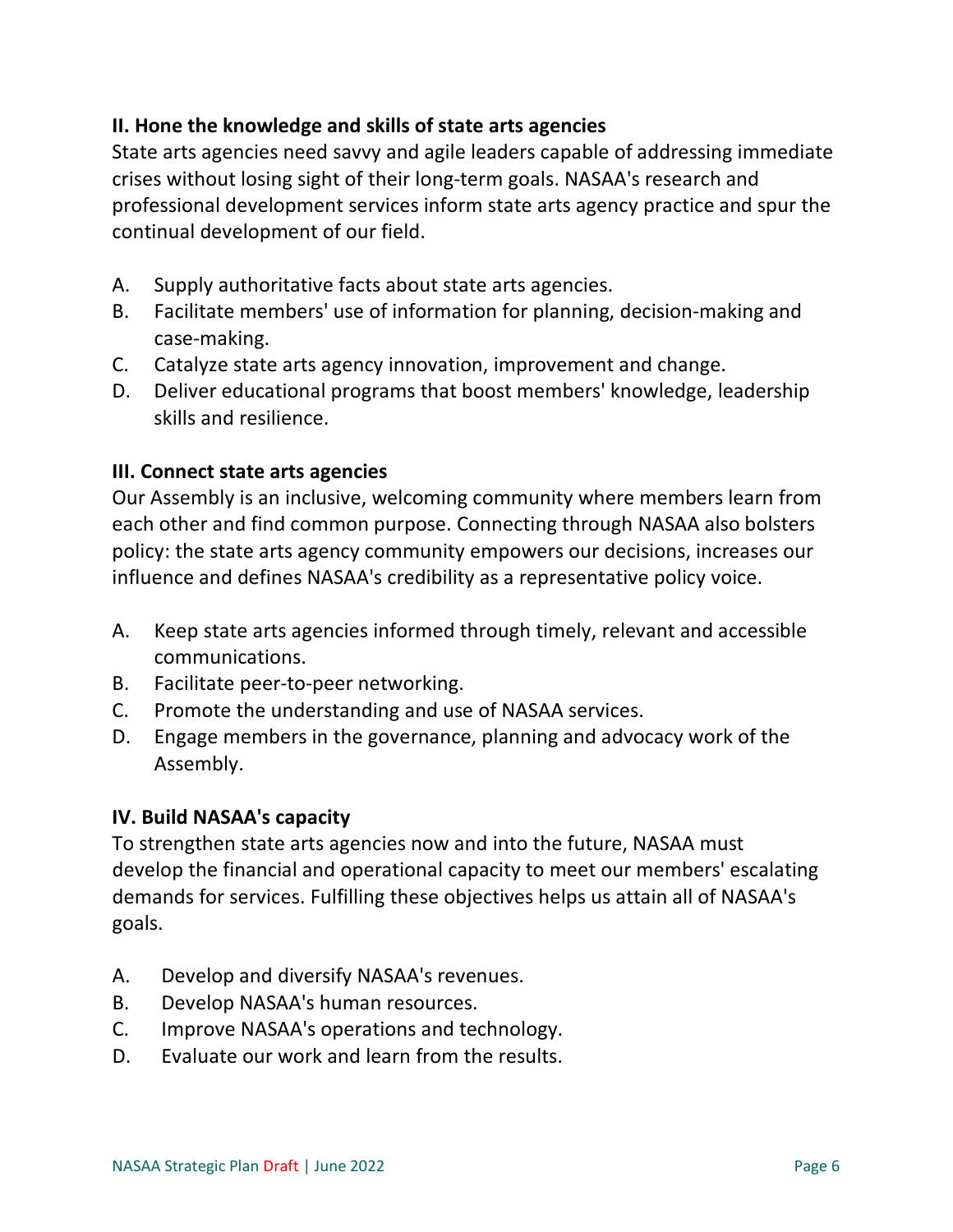### II. Hone the knowledge and skills of state arts agencies

State arts agencies need savvy and agile leaders capable of addressing immediate crises without losing sight of their long-term goals. NASAA's research and professional development services inform state arts agency practice and spur the continual development of our field.

A. Supply authoritative facts about state arts agencies.
B. Facilitate members' use of information for planning, decision-making and case-making.
C. Catalyze state arts agency innovation, improvement and change.
D. Deliver educational programs that boost members' knowledge, leadership skills and resilience.

### III. Connect state arts agencies

Our Assembly is an inclusive, welcoming community where members learn from each other and find common purpose. Connecting through NASAA also bolsters policy: the state arts agency community empowers our decisions, increases our influence and defines NASAA's credibility as a representative policy voice.

A. Keep state arts agencies informed through timely, relevant and accessible communications.
B. Facilitate peer-to-peer networking.
C. Promote the understanding and use of NASAA services.
D. Engage members in the governance, planning and advocacy work of the Assembly.

### IV. Build NASAA's capacity

To strengthen state arts agencies now and into the future, NASAA must develop the financial and operational capacity to meet our members' escalating demands for services. Fulfilling these objectives helps us attain all of NASAA's goals.

A. Develop and diversify NASAA's revenues.
B. Develop NASAA's human resources.
C. Improve NASAA's operations and technology.
D. Evaluate our work and learn from the results.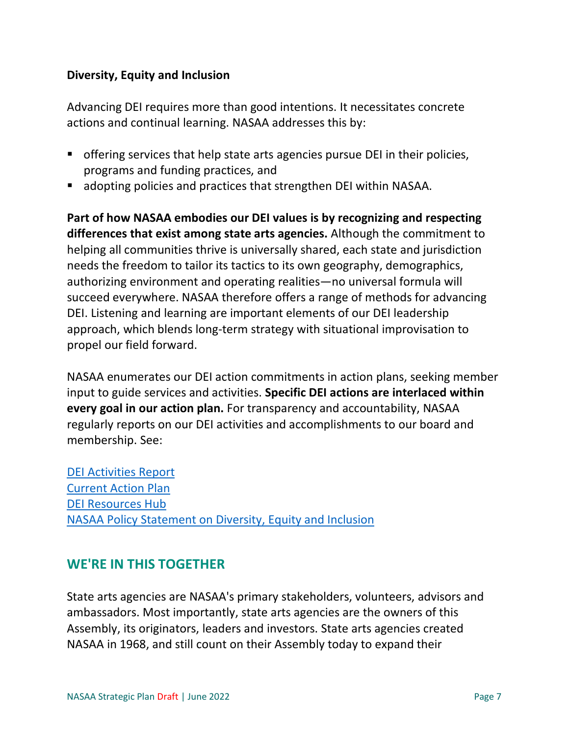**Diversity, Equity and Inclusion**

Advancing DEI requires more than good intentions. It necessitates concrete actions and continual learning. NASAA addresses this by:

- offering services that help state arts agencies pursue DEI in their policies, programs and funding practices, and
- adopting policies and practices that strengthen DEI within NASAA.

**Part of how NASAA embodies our DEI values is by recognizing and respecting differences that exist among state arts agencies.** Although the commitment to helping all communities thrive is universally shared, each state and jurisdiction needs the freedom to tailor its tactics to its own geography, demographics, authorizing environment and operating realities—no universal formula will succeed everywhere. NASAA therefore offers a range of methods for advancing DEI. Listening and learning are important elements of our DEI leadership approach, which blends long-term strategy with situational improvisation to propel our field forward.

NASAA enumerates our DEI action commitments in action plans, seeking member input to guide services and activities. **Specific DEI actions are interlaced within every goal in our action plan.** For transparency and accountability, NASAA regularly reports on our DEI activities and accomplishments to our board and membership. See:

DEI Activities Report
Current Action Plan
DEI Resources Hub
NASAA Policy Statement on Diversity, Equity and Inclusion

## WE'RE IN THIS TOGETHER

State arts agencies are NASAA's primary stakeholders, volunteers, advisors and ambassadors. Most importantly, state arts agencies are the owners of this Assembly, its originators, leaders and investors. State arts agencies created NASAA in 1968, and still count on their Assembly today to expand their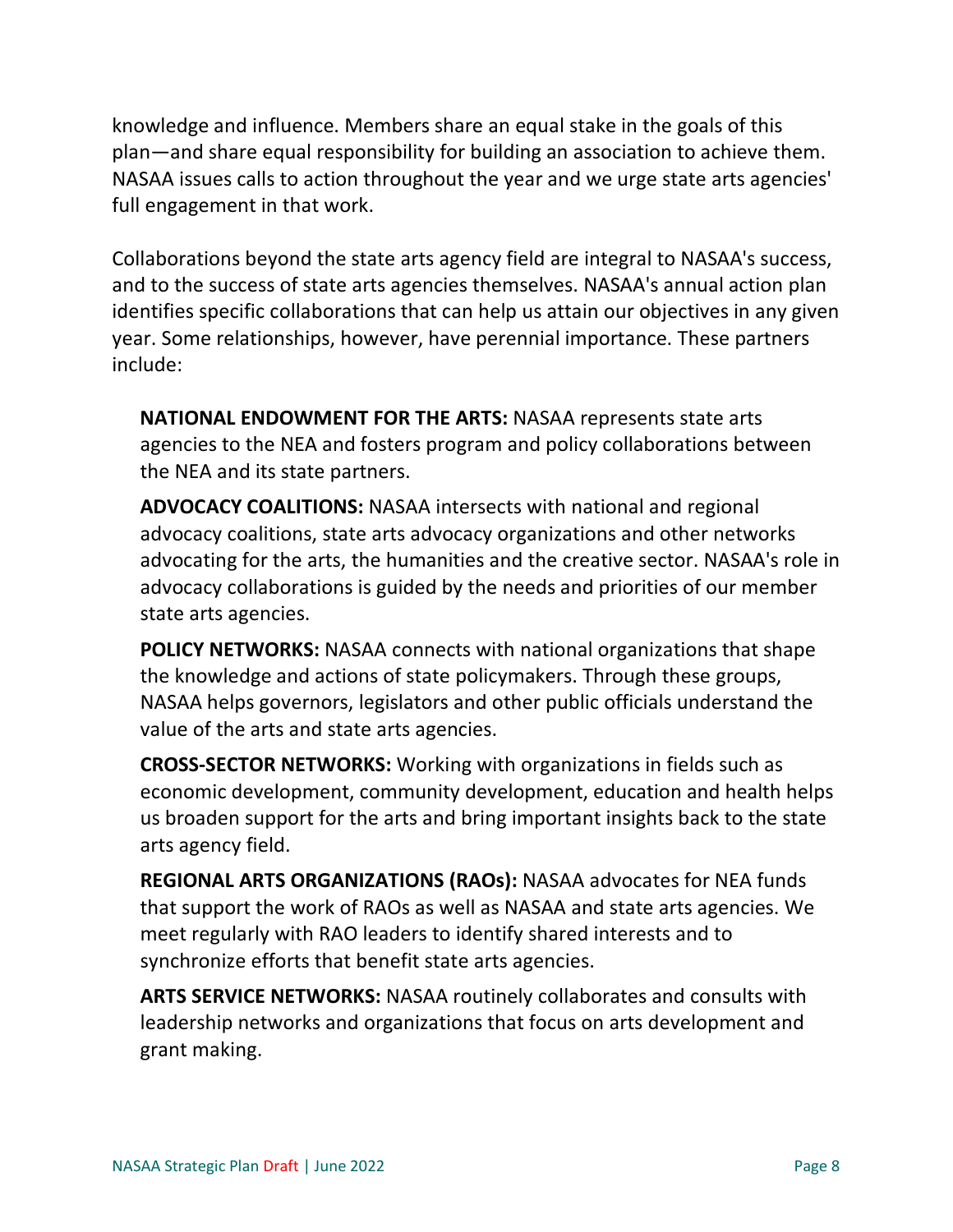knowledge and influence. Members share an equal stake in the goals of this plan—and share equal responsibility for building an association to achieve them. NASAA issues calls to action throughout the year and we urge state arts agencies' full engagement in that work.

Collaborations beyond the state arts agency field are integral to NASAA's success, and to the success of state arts agencies themselves. NASAA's annual action plan identifies specific collaborations that can help us attain our objectives in any given year. Some relationships, however, have perennial importance. These partners include:

**NATIONAL ENDOWMENT FOR THE ARTS:** NASAA represents state arts agencies to the NEA and fosters program and policy collaborations between the NEA and its state partners.

**ADVOCACY COALITIONS:** NASAA intersects with national and regional advocacy coalitions, state arts advocacy organizations and other networks advocating for the arts, the humanities and the creative sector. NASAA's role in advocacy collaborations is guided by the needs and priorities of our member state arts agencies.

**POLICY NETWORKS:** NASAA connects with national organizations that shape the knowledge and actions of state policymakers. Through these groups, NASAA helps governors, legislators and other public officials understand the value of the arts and state arts agencies.

**CROSS-SECTOR NETWORKS:** Working with organizations in fields such as economic development, community development, education and health helps us broaden support for the arts and bring important insights back to the state arts agency field.

**REGIONAL ARTS ORGANIZATIONS (RAOs):** NASAA advocates for NEA funds that support the work of RAOs as well as NASAA and state arts agencies. We meet regularly with RAO leaders to identify shared interests and to synchronize efforts that benefit state arts agencies.

**ARTS SERVICE NETWORKS:** NASAA routinely collaborates and consults with leadership networks and organizations that focus on arts development and grant making.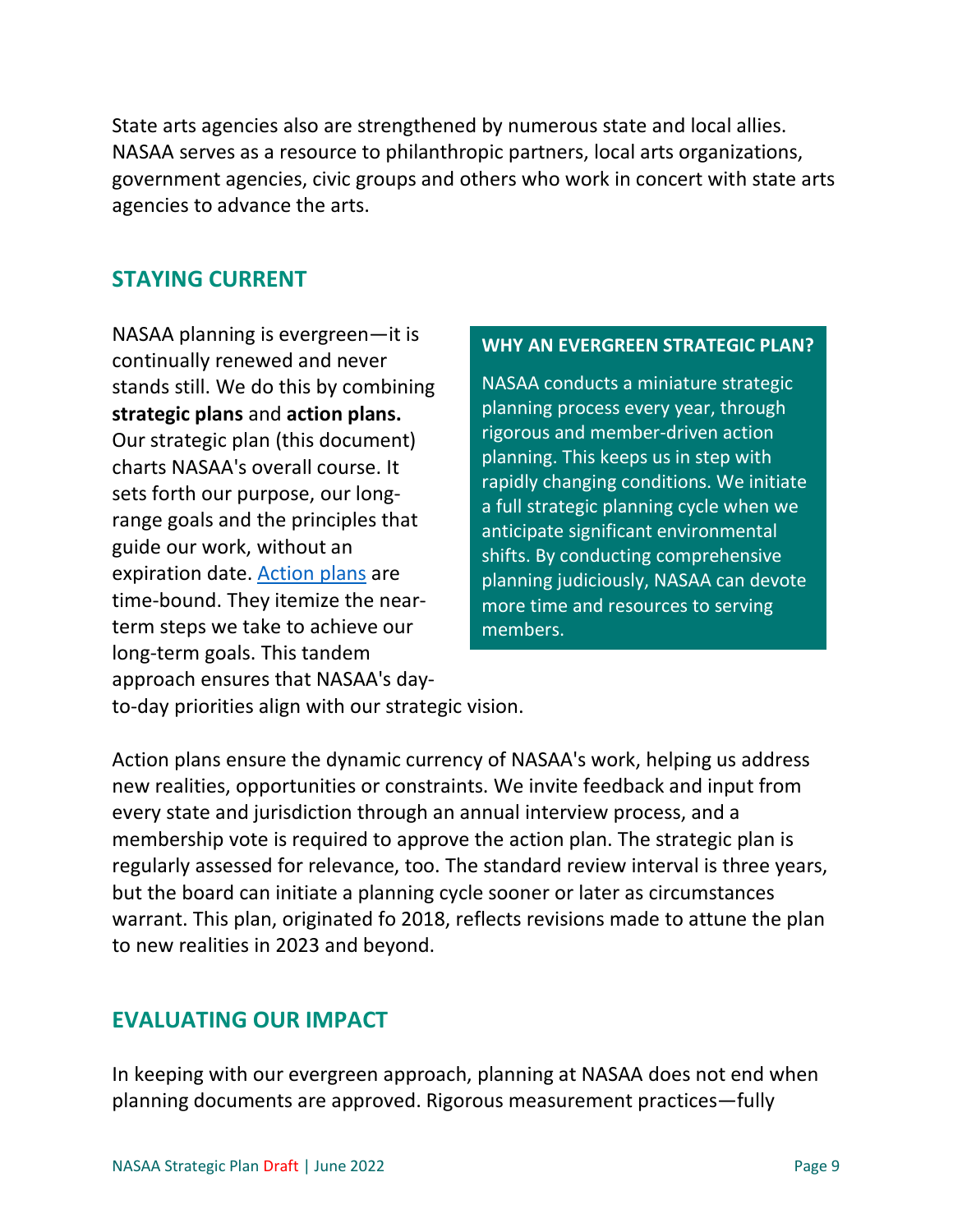State arts agencies also are strengthened by numerous state and local allies. NASAA serves as a resource to philanthropic partners, local arts organizations, government agencies, civic groups and others who work in concert with state arts agencies to advance the arts.

## STAYING CURRENT

NASAA planning is evergreen—it is continually renewed and never stands still. We do this by combining **strategic plans** and **action plans.** Our strategic plan (this document) charts NASAA's overall course. It sets forth our purpose, our long-range goals and the principles that guide our work, without an expiration date. [Action plans] are time-bound. They itemize the near-term steps we take to achieve our long-term goals. This tandem approach ensures that NASAA's day-to-day priorities align with our strategic vision.

> **WHY AN EVERGREEN STRATEGIC PLAN?**
>
> NASAA conducts a miniature strategic planning process every year, through rigorous and member-driven action planning. This keeps us in step with rapidly changing conditions. We initiate a full strategic planning cycle when we anticipate significant environmental shifts. By conducting comprehensive planning judiciously, NASAA can devote more time and resources to serving members.

Action plans ensure the dynamic currency of NASAA's work, helping us address new realities, opportunities or constraints. We invite feedback and input from every state and jurisdiction through an annual interview process, and a membership vote is required to approve the action plan. The strategic plan is regularly assessed for relevance, too. The standard review interval is three years, but the board can initiate a planning cycle sooner or later as circumstances warrant. This plan, originated fo 2018, reflects revisions made to attune the plan to new realities in 2023 and beyond.

## EVALUATING OUR IMPACT

In keeping with our evergreen approach, planning at NASAA does not end when planning documents are approved. Rigorous measurement practices—fully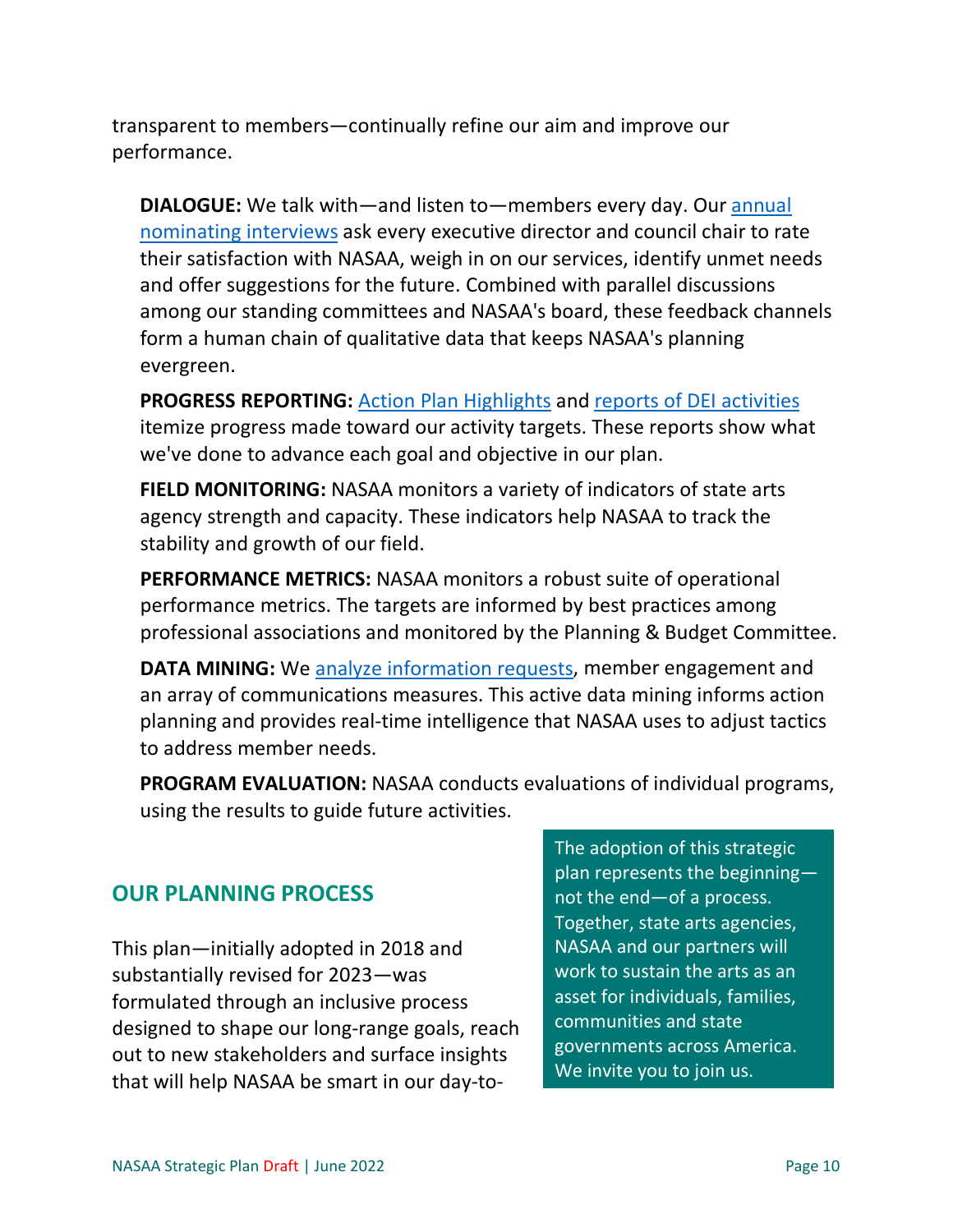transparent to members—continually refine our aim and improve our performance.

**DIALOGUE:** We talk with—and listen to—members every day. Our annual nominating interviews ask every executive director and council chair to rate their satisfaction with NASAA, weigh in on our services, identify unmet needs and offer suggestions for the future. Combined with parallel discussions among our standing committees and NASAA's board, these feedback channels form a human chain of qualitative data that keeps NASAA's planning evergreen.

**PROGRESS REPORTING:** Action Plan Highlights and reports of DEI activities itemize progress made toward our activity targets. These reports show what we've done to advance each goal and objective in our plan.

**FIELD MONITORING:** NASAA monitors a variety of indicators of state arts agency strength and capacity. These indicators help NASAA to track the stability and growth of our field.

**PERFORMANCE METRICS:** NASAA monitors a robust suite of operational performance metrics. The targets are informed by best practices among professional associations and monitored by the Planning & Budget Committee.

**DATA MINING:** We analyze information requests, member engagement and an array of communications measures. This active data mining informs action planning and provides real-time intelligence that NASAA uses to adjust tactics to address member needs.

**PROGRAM EVALUATION:** NASAA conducts evaluations of individual programs, using the results to guide future activities.

## OUR PLANNING PROCESS

This plan—initially adopted in 2018 and substantially revised for 2023—was formulated through an inclusive process designed to shape our long-range goals, reach out to new stakeholders and surface insights that will help NASAA be smart in our day-to-

The adoption of this strategic plan represents the beginning—not the end—of a process. Together, state arts agencies, NASAA and our partners will work to sustain the arts as an asset for individuals, families, communities and state governments across America. We invite you to join us.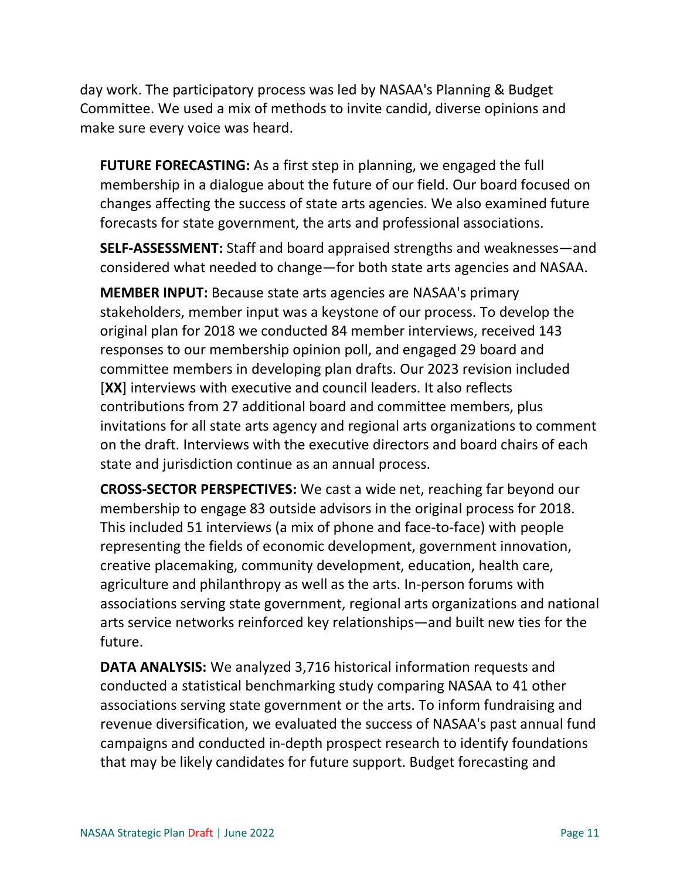day work. The participatory process was led by NASAA's Planning & Budget Committee. We used a mix of methods to invite candid, diverse opinions and make sure every voice was heard.

**FUTURE FORECASTING:** As a first step in planning, we engaged the full membership in a dialogue about the future of our field. Our board focused on changes affecting the success of state arts agencies. We also examined future forecasts for state government, the arts and professional associations.

**SELF-ASSESSMENT:** Staff and board appraised strengths and weaknesses—and considered what needed to change—for both state arts agencies and NASAA.

**MEMBER INPUT:** Because state arts agencies are NASAA's primary stakeholders, member input was a keystone of our process. To develop the original plan for 2018 we conducted 84 member interviews, received 143 responses to our membership opinion poll, and engaged 29 board and committee members in developing plan drafts. Our 2023 revision included [**XX**] interviews with executive and council leaders. It also reflects contributions from 27 additional board and committee members, plus invitations for all state arts agency and regional arts organizations to comment on the draft. Interviews with the executive directors and board chairs of each state and jurisdiction continue as an annual process.

**CROSS-SECTOR PERSPECTIVES:** We cast a wide net, reaching far beyond our membership to engage 83 outside advisors in the original process for 2018. This included 51 interviews (a mix of phone and face-to-face) with people representing the fields of economic development, government innovation, creative placemaking, community development, education, health care, agriculture and philanthropy as well as the arts. In-person forums with associations serving state government, regional arts organizations and national arts service networks reinforced key relationships—and built new ties for the future.

**DATA ANALYSIS:** We analyzed 3,716 historical information requests and conducted a statistical benchmarking study comparing NASAA to 41 other associations serving state government or the arts. To inform fundraising and revenue diversification, we evaluated the success of NASAA's past annual fund campaigns and conducted in-depth prospect research to identify foundations that may be likely candidates for future support. Budget forecasting and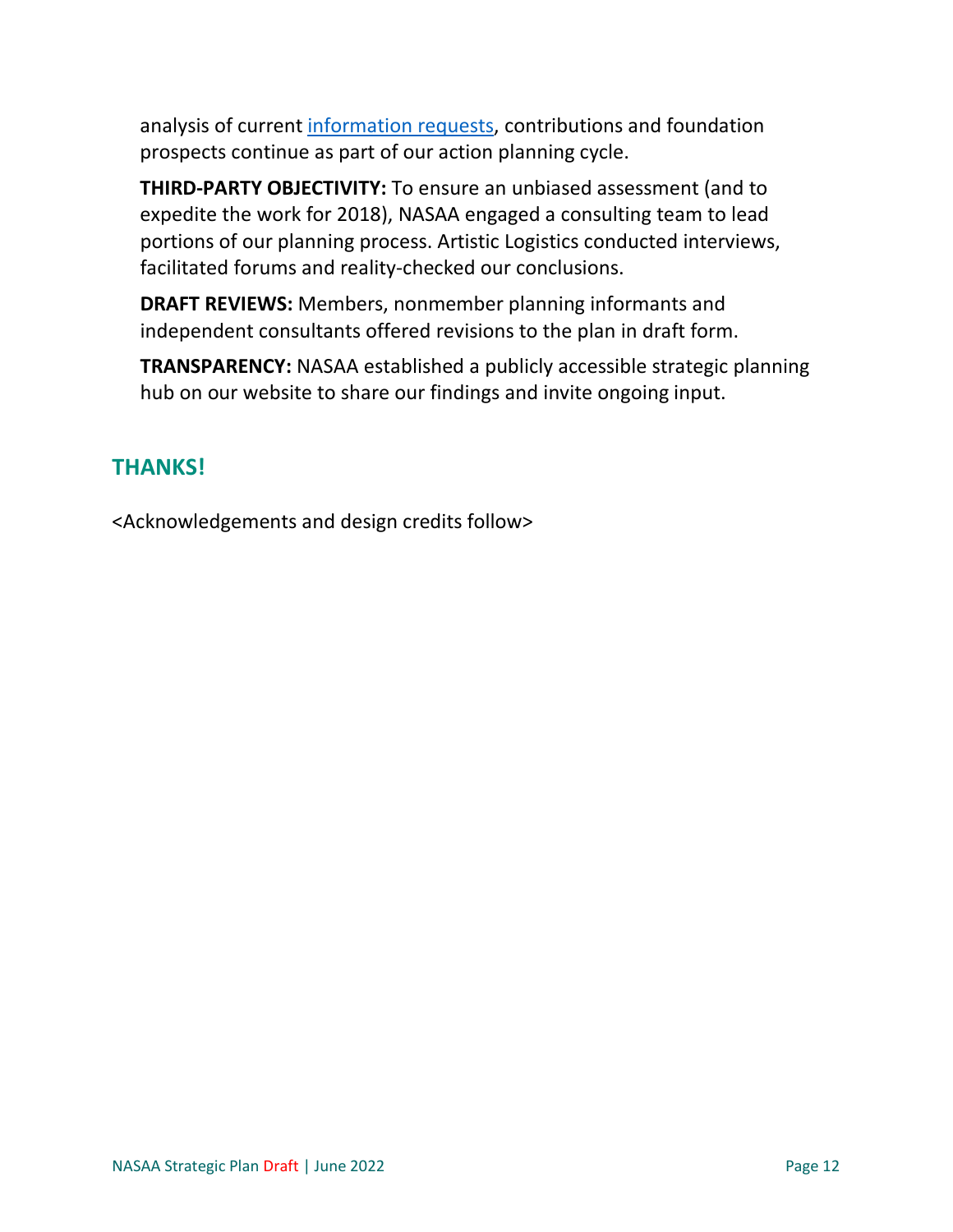analysis of current [information requests](), contributions and foundation prospects continue as part of our action planning cycle.

**THIRD-PARTY OBJECTIVITY:** To ensure an unbiased assessment (and to expedite the work for 2018), NASAA engaged a consulting team to lead portions of our planning process. Artistic Logistics conducted interviews, facilitated forums and reality-checked our conclusions.

**DRAFT REVIEWS:** Members, nonmember planning informants and independent consultants offered revisions to the plan in draft form.

**TRANSPARENCY:** NASAA established a publicly accessible strategic planning hub on our website to share our findings and invite ongoing input.

## THANKS!

<Acknowledgements and design credits follow>